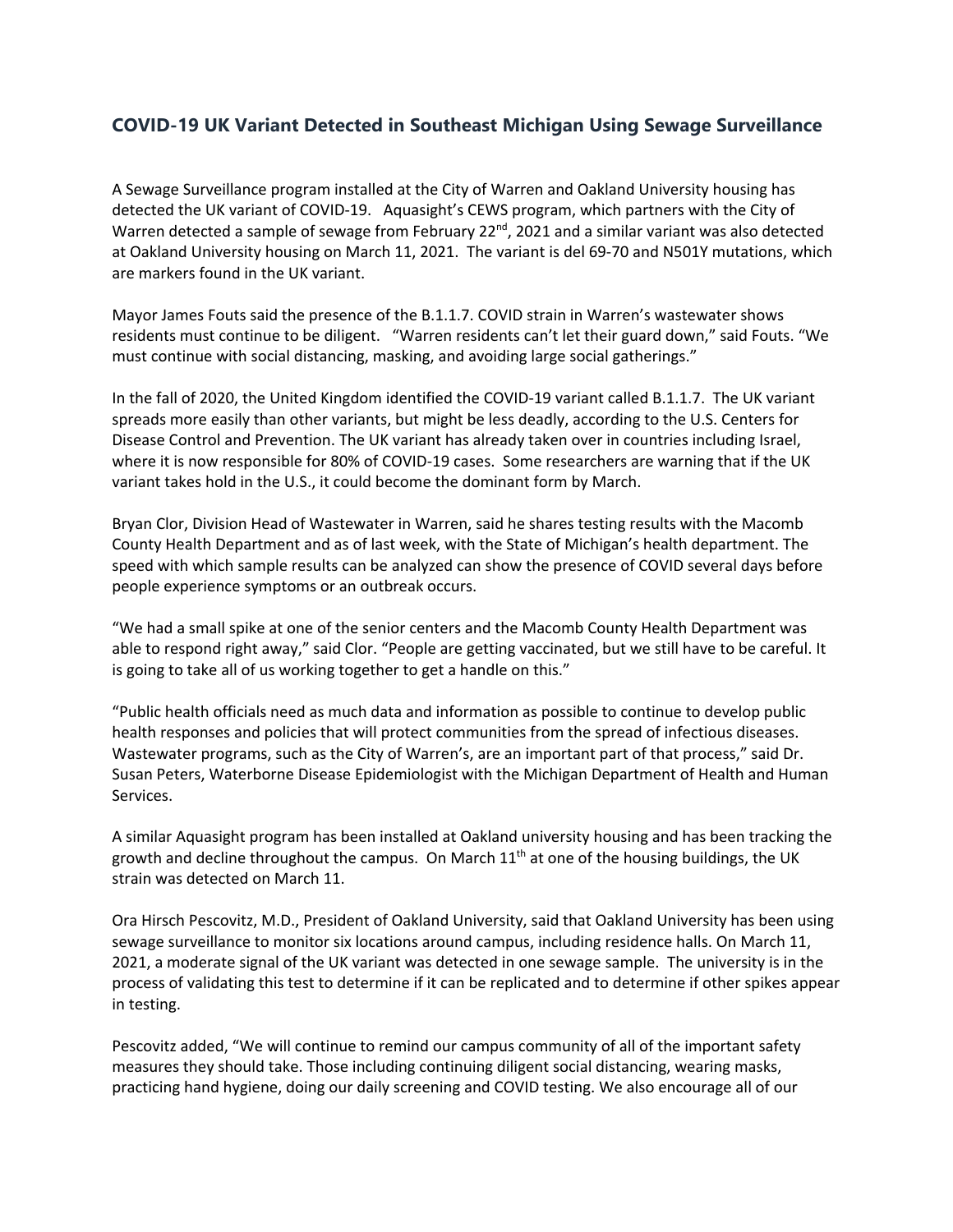## COVID-19 UK Variant Detected in Southeast Michigan Using Sewage Surveillance

A Sewage Surveillance program installed at the City of Warren and Oakland University housing has detected the UK variant of COVID-19. Aquasight's CEWS program, which partners with the City of Warren detected a sample of sewage from February 22nd, 2021 and a similar variant was also detected at Oakland University housing on March 11, 2021. The variant is del 69-70 and N501Y mutations, which are markers found in the UK variant.

Mayor James Fouts said the presence of the B.1.1.7. COVID strain in Warren's wastewater shows residents must continue to be diligent. "Warren residents can't let their guard down," said Fouts. "We must continue with social distancing, masking, and avoiding large social gatherings."

In the fall of 2020, the United Kingdom identified the COVID-19 variant called B.1.1.7. The UK variant spreads more easily than other variants, but might be less deadly, according to the U.S. Centers for Disease Control and Prevention. The UK variant has already taken over in countries including Israel, where it is now responsible for 80% of COVID-19 cases. Some researchers are warning that if the UK variant takes hold in the U.S., it could become the dominant form by March.

Bryan Clor, Division Head of Wastewater in Warren, said he shares testing results with the Macomb County Health Department and as of last week, with the State of Michigan's health department. The speed with which sample results can be analyzed can show the presence of COVID several days before people experience symptoms or an outbreak occurs.

"We had a small spike at one of the senior centers and the Macomb County Health Department was able to respond right away," said Clor. "People are getting vaccinated, but we still have to be careful. It is going to take all of us working together to get a handle on this."

"Public health officials need as much data and information as possible to continue to develop public health responses and policies that will protect communities from the spread of infectious diseases. Wastewater programs, such as the City of Warren's, are an important part of that process," said Dr. Susan Peters, Waterborne Disease Epidemiologist with the Michigan Department of Health and Human Services.

A similar Aquasight program has been installed at Oakland university housing and has been tracking the growth and decline throughout the campus. On March 11th at one of the housing buildings, the UK strain was detected on March 11.

Ora Hirsch Pescovitz, M.D., President of Oakland University, said that Oakland University has been using sewage surveillance to monitor six locations around campus, including residence halls. On March 11, 2021, a moderate signal of the UK variant was detected in one sewage sample. The university is in the process of validating this test to determine if it can be replicated and to determine if other spikes appear in testing.

Pescovitz added, "We will continue to remind our campus community of all of the important safety measures they should take. Those including continuing diligent social distancing, wearing masks, practicing hand hygiene, doing our daily screening and COVID testing. We also encourage all of our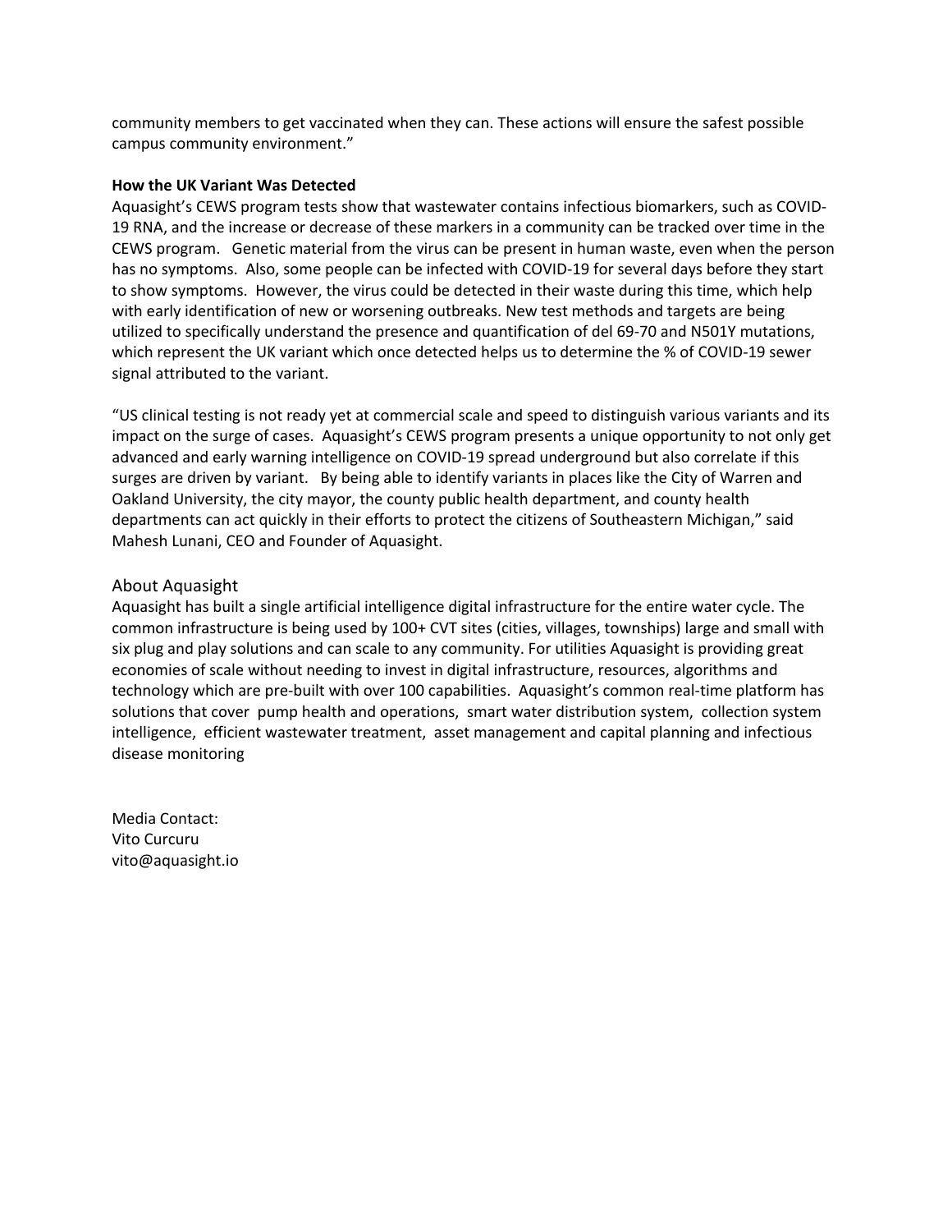community members to get vaccinated when they can. These actions will ensure the safest possible campus community environment."

**How the UK Variant Was Detected**

Aquasight's CEWS program tests show that wastewater contains infectious biomarkers, such as COVID-19 RNA, and the increase or decrease of these markers in a community can be tracked over time in the CEWS program. Genetic material from the virus can be present in human waste, even when the person has no symptoms. Also, some people can be infected with COVID-19 for several days before they start to show symptoms. However, the virus could be detected in their waste during this time, which help with early identification of new or worsening outbreaks. New test methods and targets are being utilized to specifically understand the presence and quantification of del 69-70 and N501Y mutations, which represent the UK variant which once detected helps us to determine the % of COVID-19 sewer signal attributed to the variant.

"US clinical testing is not ready yet at commercial scale and speed to distinguish various variants and its impact on the surge of cases. Aquasight's CEWS program presents a unique opportunity to not only get advanced and early warning intelligence on COVID-19 spread underground but also correlate if this surges are driven by variant. By being able to identify variants in places like the City of Warren and Oakland University, the city mayor, the county public health department, and county health departments can act quickly in their efforts to protect the citizens of Southeastern Michigan," said Mahesh Lunani, CEO and Founder of Aquasight.

## About Aquasight

Aquasight has built a single artificial intelligence digital infrastructure for the entire water cycle. The common infrastructure is being used by 100+ CVT sites (cities, villages, townships) large and small with six plug and play solutions and can scale to any community. For utilities Aquasight is providing great economies of scale without needing to invest in digital infrastructure, resources, algorithms and technology which are pre-built with over 100 capabilities. Aquasight's common real-time platform has solutions that cover pump health and operations, smart water distribution system, collection system intelligence, efficient wastewater treatment, asset management and capital planning and infectious disease monitoring

Media Contact:
Vito Curcuru
vito@aquasight.io